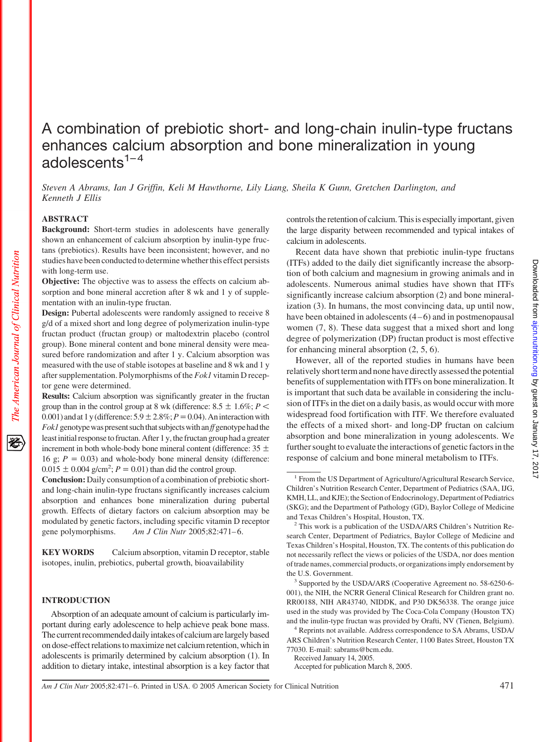# A combination of prebiotic short- and long-chain inulin-type fructans enhances calcium absorption and bone mineralization in young adolescents[1–4]

*Steven A Abrams, Ian J Griffin, Keli M Hawthorne, Lily Liang, Sheila K Gunn, Gretchen Darlington, and Kenneth J Ellis*

## ABSTRACT

**Background:** Short-term studies in adolescents have generally shown an enhancement of calcium absorption by inulin-type fructans (prebiotics). Results have been inconsistent; however, and no studies have been conducted to determine whether this effect persists with long-term use.

**Objective:** The objective was to assess the effects on calcium absorption and bone mineral accretion after 8 wk and 1 y of supplementation with an inulin-type fructan.

**Design:** Pubertal adolescents were randomly assigned to receive 8 g/d of a mixed short and long degree of polymerization inulin-type fructan product (fructan group) or maltodextrin placebo (control group). Bone mineral content and bone mineral density were measured before randomization and after 1 y. Calcium absorption was measured with the use of stable isotopes at baseline and 8 wk and 1 y after supplementation. Polymorphisms of the *Fok1* vitamin D receptor gene were determined.

**Results:** Calcium absorption was significantly greater in the fructan group than in the control group at 8 wk (difference: 8.5 ± 1.6%; $P < 0.001$) and at 1 y (difference: 5.9 ± 2.8%; $P = 0.04$). An interaction with *Fok1* genotype was present such that subjects with an *ff* genotype had the least initial response to fructan. After 1 y, the fructan group had a greater increment in both whole-body bone mineral content (difference: 35 ± 16 g; $P = 0.03$) and whole-body bone mineral density (difference: 0.015 ± 0.004 g/cm$^2$; $P = 0.01$) than did the control group.

**Conclusion:** Daily consumption of a combination of prebiotic short- and long-chain inulin-type fructans significantly increases calcium absorption and enhances bone mineralization during pubertal growth. Effects of dietary factors on calcium absorption may be modulated by genetic factors, including specific vitamin D receptor gene polymorphisms. *Am J Clin Nutr* 2005;82:471–6.

**KEY WORDS** Calcium absorption, vitamin D receptor, stable isotopes, inulin, prebiotics, pubertal growth, bioavailability

## INTRODUCTION

Absorption of an adequate amount of calcium is particularly important during early adolescence to help achieve peak bone mass. The current recommended daily intakes of calcium are largely based on dose-effect relations to maximize net calcium retention, which in adolescents is primarily determined by calcium absorption (1). In addition to dietary intake, intestinal absorption is a key factor that controls the retention of calcium. This is especially important, given the large disparity between recommended and typical intakes of calcium in adolescents.

Recent data have shown that prebiotic inulin-type fructans (ITFs) added to the daily diet significantly increase the absorption of both calcium and magnesium in growing animals and in adolescents. Numerous animal studies have shown that ITFs significantly increase calcium absorption (2) and bone mineralization (3). In humans, the most convincing data, up until now, have been obtained in adolescents (4–6) and in postmenopausal women (7, 8). These data suggest that a mixed short and long degree of polymerization (DP) fructan product is most effective for enhancing mineral absorption (2, 5, 6).

However, all of the reported studies in humans have been relatively short term and none have directly assessed the potential benefits of supplementation with ITFs on bone mineralization. It is important that such data be available in considering the inclusion of ITFs in the diet on a daily basis, as would occur with more widespread food fortification with ITF. We therefore evaluated the effects of a mixed short- and long-DP fructan on calcium absorption and bone mineralization in young adolescents. We further sought to evaluate the interactions of genetic factors in the response of calcium and bone mineral metabolism to ITFs.

[1] From the US Department of Agriculture/Agricultural Research Service, Children's Nutrition Research Center, Department of Pediatrics (SAA, IJG, KMH, LL, and KJE); the Section of Endocrinology, Department of Pediatrics (SKG); and the Department of Pathology (GD), Baylor College of Medicine and Texas Children's Hospital, Houston, TX.

[2] This work is a publication of the USDA/ARS Children's Nutrition Research Center, Department of Pediatrics, Baylor College of Medicine and Texas Children's Hospital, Houston, TX. The contents of this publication do not necessarily reflect the views or policies of the USDA, nor does mention of trade names, commercial products, or organizations imply endorsement by the U.S. Government.

[3] Supported by the USDA/ARS (Cooperative Agreement no. 58-6250-6-001), the NIH, the NCRR General Clinical Research for Children grant no. RR00188, NIH AR43740, NIDDK, and P30 DK56338. The orange juice used in the study was provided by The Coca-Cola Company (Houston TX) and the inulin-type fructan was provided by Orafti, NV (Tienen, Belgium).

[4] Reprints not available. Address correspondence to SA Abrams, USDA/ARS Children's Nutrition Research Center, 1100 Bates Street, Houston TX 77030. E-mail: sabrams@bcm.edu.

Received January 14, 2005.

Accepted for publication March 8, 2005.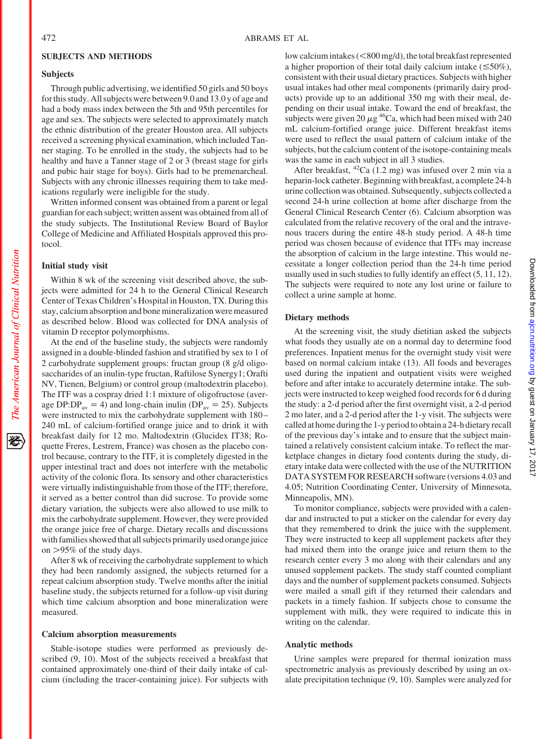## SUBJECTS AND METHODS

### Subjects

Through public advertising, we identified 50 girls and 50 boys for this study. All subjects were between 9.0 and 13.0 y of age and had a body mass index between the 5th and 95th percentiles for age and sex. The subjects were selected to approximately match the ethnic distribution of the greater Houston area. All subjects received a screening physical examination, which included Tanner staging. To be enrolled in the study, the subjects had to be healthy and have a Tanner stage of 2 or 3 (breast stage for girls and pubic hair stage for boys). Girls had to be premenarcheal. Subjects with any chronic illnesses requiring them to take medications regularly were ineligible for the study.

Written informed consent was obtained from a parent or legal guardian for each subject; written assent was obtained from all of the study subjects. The Institutional Review Board of Baylor College of Medicine and Affiliated Hospitals approved this protocol.

### Initial study visit

Within 8 wk of the screening visit described above, the subjects were admitted for 24 h to the General Clinical Research Center of Texas Children's Hospital in Houston, TX. During this stay, calcium absorption and bone mineralization were measured as described below. Blood was collected for DNA analysis of vitamin D receptor polymorphisms.

At the end of the baseline study, the subjects were randomly assigned in a double-blinded fashion and stratified by sex to 1 of 2 carbohydrate supplement groups: fructan group (8 g/d oligosaccharides of an inulin-type fructan, Raftilose Synergy1; Orafti NV, Tienen, Belgium) or control group (maltodextrin placebo). The ITF was a cospray dried 1:1 mixture of oligofructose (average DP:$DP_{av}$ = 4) and long-chain inulin ($DP_{av}$ = 25). Subjects were instructed to mix the carbohydrate supplement with 180–240 mL of calcium-fortified orange juice and to drink it with breakfast daily for 12 mo. Maltodextrin (Glucidex IT38; Roquette Freres, Lestrem, France) was chosen as the placebo control because, contrary to the ITF, it is completely digested in the upper intestinal tract and does not interfere with the metabolic activity of the colonic flora. Its sensory and other characteristics were virtually indistinguishable from those of the ITF; therefore, it served as a better control than did sucrose. To provide some dietary variation, the subjects were also allowed to use milk to mix the carbohydrate supplement. However, they were provided the orange juice free of charge. Dietary recalls and discussions with families showed that all subjects primarily used orange juice on >95% of the study days.

After 8 wk of receiving the carbohydrate supplement to which they had been randomly assigned, the subjects returned for a repeat calcium absorption study. Twelve months after the initial baseline study, the subjects returned for a follow-up visit during which time calcium absorption and bone mineralization were measured.

### Calcium absorption measurements

Stable-isotope studies were performed as previously described (9, 10). Most of the subjects received a breakfast that contained approximately one-third of their daily intake of calcium (including the tracer-containing juice). For subjects with low calcium intakes (<800 mg/d), the total breakfast represented a higher proportion of their total daily calcium intake (≤50%), consistent with their usual dietary practices. Subjects with higher usual intakes had other meal components (primarily dairy products) provide up to an additional 350 mg with their meal, depending on their usual intake. Toward the end of breakfast, the subjects were given 20 μg $^{46}$Ca, which had been mixed with 240 mL calcium-fortified orange juice. Different breakfast items were used to reflect the usual pattern of calcium intake of the subjects, but the calcium content of the isotope-containing meals was the same in each subject in all 3 studies.

After breakfast, $^{42}$Ca (1.2 mg) was infused over 2 min via a heparin-lock catheter. Beginning with breakfast, a complete 24-h urine collection was obtained. Subsequently, subjects collected a second 24-h urine collection at home after discharge from the General Clinical Research Center (6). Calcium absorption was calculated from the relative recovery of the oral and the intravenous tracers during the entire 48-h study period. A 48-h time period was chosen because of evidence that ITFs may increase the absorption of calcium in the large intestine. This would necessitate a longer collection period than the 24-h time period usually used in such studies to fully identify an effect (5, 11, 12). The subjects were required to note any lost urine or failure to collect a urine sample at home.

### Dietary methods

At the screening visit, the study dietitian asked the subjects what foods they usually ate on a normal day to determine food preferences. Inpatient menus for the overnight study visit were based on normal calcium intake (13). All foods and beverages used during the inpatient and outpatient visits were weighed before and after intake to accurately determine intake. The subjects were instructed to keep weighed food records for 6 d during the study: a 2-d period after the first overnight visit, a 2-d period 2 mo later, and a 2-d period after the 1-y visit. The subjects were called at home during the 1-y period to obtain a 24-h dietary recall of the previous day's intake and to ensure that the subject maintained a relatively consistent calcium intake. To reflect the marketplace changes in dietary food contents during the study, dietary intake data were collected with the use of the NUTRITION DATA SYSTEM FOR RESEARCH software (versions 4.03 and 4.05; Nutrition Coordinating Center, University of Minnesota, Minneapolis, MN).

To monitor compliance, subjects were provided with a calendar and instructed to put a sticker on the calendar for every day that they remembered to drink the juice with the supplement. They were instructed to keep all supplement packets after they had mixed them into the orange juice and return them to the research center every 3 mo along with their calendars and any unused supplement packets. The study staff counted compliant days and the number of supplement packets consumed. Subjects were mailed a small gift if they returned their calendars and packets in a timely fashion. If subjects chose to consume the supplement with milk, they were required to indicate this in writing on the calendar.

### Analytic methods

Urine samples were prepared for thermal ionization mass spectrometric analysis as previously described by using an oxalate precipitation technique (9, 10). Samples were analyzed for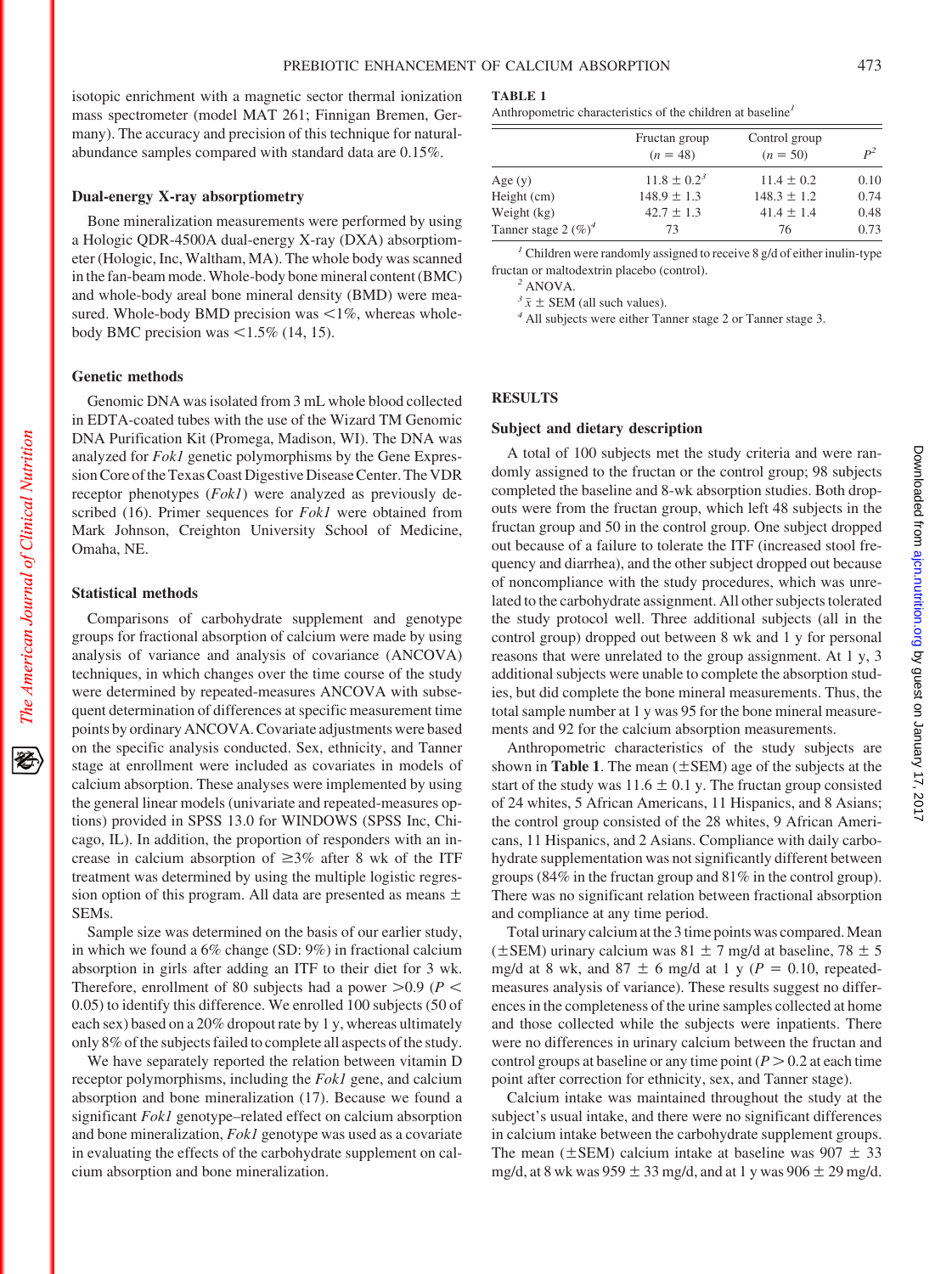isotopic enrichment with a magnetic sector thermal ionization mass spectrometer (model MAT 261; Finnigan Bremen, Germany). The accuracy and precision of this technique for natural-abundance samples compared with standard data are 0.15%.

### Dual-energy X-ray absorptiometry

Bone mineralization measurements were performed by using a Hologic QDR-4500A dual-energy X-ray (DXA) absorptiometer (Hologic, Inc, Waltham, MA). The whole body was scanned in the fan-beam mode. Whole-body bone mineral content (BMC) and whole-body areal bone mineral density (BMD) were measured. Whole-body BMD precision was <1%, whereas whole-body BMC precision was <1.5% (14, 15).

### Genetic methods

Genomic DNA was isolated from 3 mL whole blood collected in EDTA-coated tubes with the use of the Wizard TM Genomic DNA Purification Kit (Promega, Madison, WI). The DNA was analyzed for *FokI* genetic polymorphisms by the Gene Expression Core of the Texas Coast Digestive Disease Center. The VDR receptor phenotypes (*FokI*) were analyzed as previously described (16). Primer sequences for *FokI* were obtained from Mark Johnson, Creighton University School of Medicine, Omaha, NE.

### Statistical methods

Comparisons of carbohydrate supplement and genotype groups for fractional absorption of calcium were made by using analysis of variance and analysis of covariance (ANCOVA) techniques, in which changes over the time course of the study were determined by repeated-measures ANCOVA with subsequent determination of differences at specific measurement time points by ordinary ANCOVA. Covariate adjustments were based on the specific analysis conducted. Sex, ethnicity, and Tanner stage at enrollment were included as covariates in models of calcium absorption. These analyses were implemented by using the general linear models (univariate and repeated-measures options) provided in SPSS 13.0 for WINDOWS (SPSS Inc, Chicago, IL). In addition, the proportion of responders with an increase in calcium absorption of ≥3% after 8 wk of the ITF treatment was determined by using the multiple logistic regression option of this program. All data are presented as means ± SEMs.

Sample size was determined on the basis of our earlier study, in which we found a 6% change (SD: 9%) in fractional calcium absorption in girls after adding an ITF to their diet for 3 wk. Therefore, enrollment of 80 subjects had a power >0.9 ($P < 0.05$) to identify this difference. We enrolled 100 subjects (50 of each sex) based on a 20% dropout rate by 1 y, whereas ultimately only 8% of the subjects failed to complete all aspects of the study.

We have separately reported the relation between vitamin D receptor polymorphisms, including the *FokI* gene, and calcium absorption and bone mineralization (17). Because we found a significant *FokI* genotype–related effect on calcium absorption and bone mineralization, *FokI* genotype was used as a covariate in evaluating the effects of the carbohydrate supplement on calcium absorption and bone mineralization.

**TABLE 1**
Anthropometric characteristics of the children at baseline[1]

| | Fructan group ($n$ = 48) | Control group ($n$ = 50) | $P$[2] |
|---|---|---|---|
| Age (y) | 11.8 ± 0.2[3] | 11.4 ± 0.2 | 0.10 |
| Height (cm) | 148.9 ± 1.3 | 148.3 ± 1.2 | 0.74 |
| Weight (kg) | 42.7 ± 1.3 | 41.4 ± 1.4 | 0.48 |
| Tanner stage 2 (%)[4] | 73 | 76 | 0.73 |

[1] Children were randomly assigned to receive 8 g/d of either inulin-type fructan or maltodextrin placebo (control).
[2] ANOVA.
[3] $\bar{x}$ ± SEM (all such values).
[4] All subjects were either Tanner stage 2 or Tanner stage 3.

## RESULTS

### Subject and dietary description

A total of 100 subjects met the study criteria and were randomly assigned to the fructan or the control group; 98 subjects completed the baseline and 8-wk absorption studies. Both dropouts were from the fructan group, which left 48 subjects in the fructan group and 50 in the control group. One subject dropped out because of a failure to tolerate the ITF (increased stool frequency and diarrhea), and the other subject dropped out because of noncompliance with the study procedures, which was unrelated to the carbohydrate assignment. All other subjects tolerated the study protocol well. Three additional subjects (all in the control group) dropped out between 8 wk and 1 y for personal reasons that were unrelated to the group assignment. At 1 y, 3 additional subjects were unable to complete the absorption studies, but did complete the bone mineral measurements. Thus, the total sample number at 1 y was 95 for the bone mineral measurements and 92 for the calcium absorption measurements.

Anthropometric characteristics of the study subjects are shown in **Table 1**. The mean (±SEM) age of the subjects at the start of the study was 11.6 ± 0.1 y. The fructan group consisted of 24 whites, 5 African Americans, 11 Hispanics, and 8 Asians; the control group consisted of the 28 whites, 9 African Americans, 11 Hispanics, and 2 Asians. Compliance with daily carbohydrate supplementation was not significantly different between groups (84% in the fructan group and 81% in the control group). There was no significant relation between fractional absorption and compliance at any time period.

Total urinary calcium at the 3 time points was compared. Mean (±SEM) urinary calcium was 81 ± 7 mg/d at baseline, 78 ± 5 mg/d at 8 wk, and 87 ± 6 mg/d at 1 y ($P$ = 0.10, repeated-measures analysis of variance). These results suggest no differences in the completeness of the urine samples collected at home and those collected while the subjects were inpatients. There were no differences in urinary calcium between the fructan and control groups at baseline or any time point ($P > 0.2$ at each time point after correction for ethnicity, sex, and Tanner stage).

Calcium intake was maintained throughout the study at the subject's usual intake, and there were no significant differences in calcium intake between the carbohydrate supplement groups. The mean (±SEM) calcium intake at baseline was 907 ± 33 mg/d, at 8 wk was 959 ± 33 mg/d, and at 1 y was 906 ± 29 mg/d.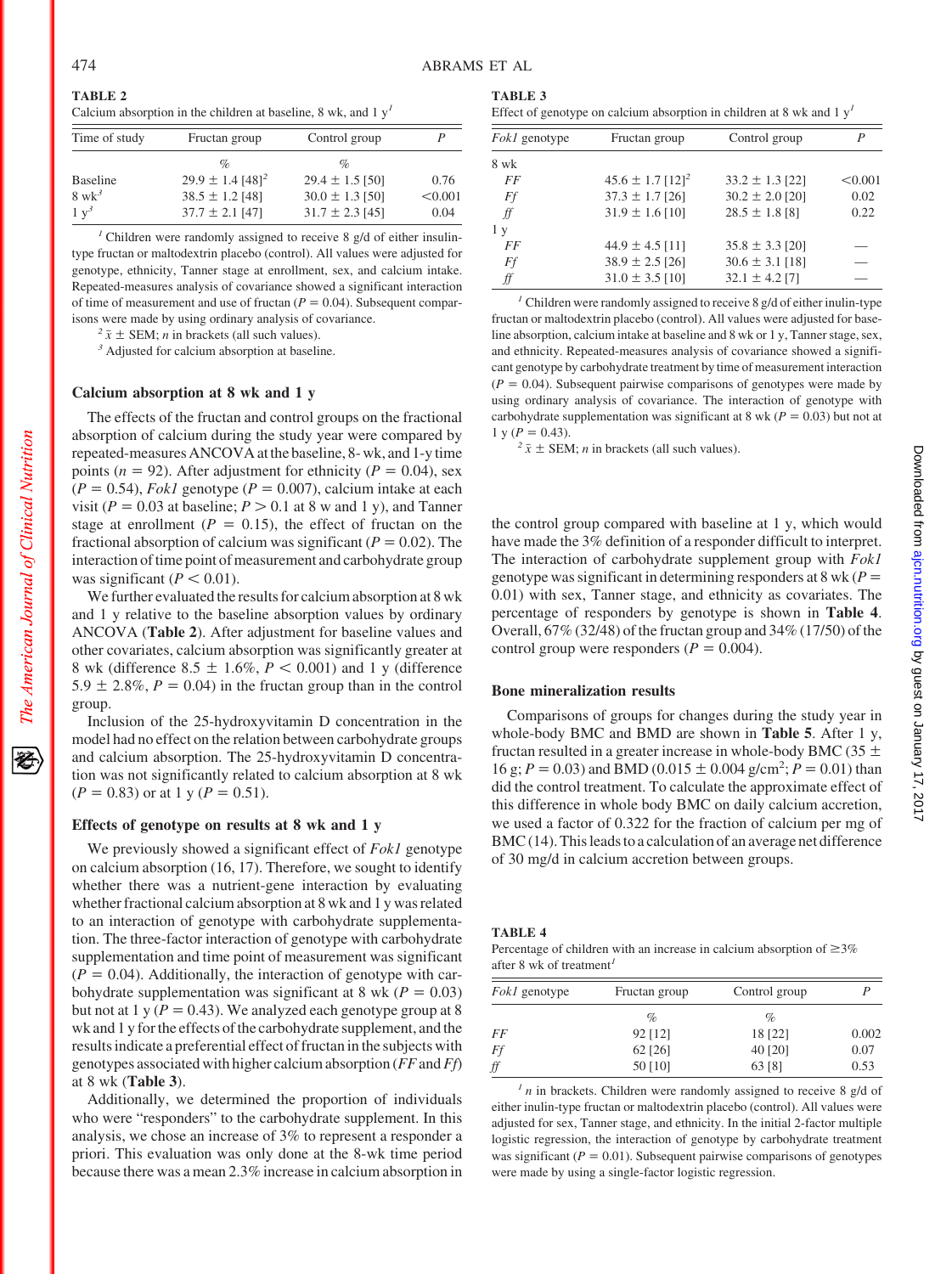**TABLE 2**
Calcium absorption in the children at baseline, 8 wk, and 1 y[1]

| Time of study | Fructan group | Control group | $P$ |
|---|---|---|---|
| | % | % | |
| Baseline | 29.9 ± 1.4 [48][2] | 29.4 ± 1.5 [50] | 0.76 |
| 8 wk[3] | 38.5 ± 1.2 [48] | 30.0 ± 1.3 [50] | <0.001 |
| 1 y[3] | 37.7 ± 2.1 [47] | 31.7 ± 2.3 [45] | 0.04 |

[1] Children were randomly assigned to receive 8 g/d of either inulin-type fructan or maltodextrin placebo (control). All values were adjusted for genotype, ethnicity, Tanner stage at enrollment, sex, and calcium intake. Repeated-measures analysis of covariance showed a significant interaction of time of measurement and use of fructan ($P = 0.04$). Subsequent comparisons were made by using ordinary analysis of covariance.

[2] $\bar{x}$ ± SEM; $n$ in brackets (all such values).

[3] Adjusted for calcium absorption at baseline.

### Calcium absorption at 8 wk and 1 y

The effects of the fructan and control groups on the fractional absorption of calcium during the study year were compared by repeated-measures ANCOVA at the baseline, 8-wk, and 1-y time points ($n = 92$). After adjustment for ethnicity ($P = 0.04$), sex ($P = 0.54$), *FokI* genotype ($P = 0.007$), calcium intake at each visit ($P = 0.03$ at baseline; $P > 0.1$ at 8 w and 1 y), and Tanner stage at enrollment ($P = 0.15$), the effect of fructan on the fractional absorption of calcium was significant ($P = 0.02$). The interaction of time point of measurement and carbohydrate group was significant ($P < 0.01$).

We further evaluated the results for calcium absorption at 8 wk and 1 y relative to the baseline absorption values by ordinary ANCOVA (**Table 2**). After adjustment for baseline values and other covariates, calcium absorption was significantly greater at 8 wk (difference 8.5 ± 1.6%, $P < 0.001$) and 1 y (difference 5.9 ± 2.8%, $P = 0.04$) in the fructan group than in the control group.

Inclusion of the 25-hydroxyvitamin D concentration in the model had no effect on the relation between carbohydrate groups and calcium absorption. The 25-hydroxyvitamin D concentration was not significantly related to calcium absorption at 8 wk ($P = 0.83$) or at 1 y ($P = 0.51$).

### Effects of genotype on results at 8 wk and 1 y

We previously showed a significant effect of *FokI* genotype on calcium absorption (16, 17). Therefore, we sought to identify whether there was a nutrient-gene interaction by evaluating whether fractional calcium absorption at 8 wk and 1 y was related to an interaction of genotype with carbohydrate supplementation. The three-factor interaction of genotype with carbohydrate supplementation and time point of measurement was significant ($P = 0.04$). Additionally, the interaction of genotype with carbohydrate supplementation was significant at 8 wk ($P = 0.03$) but not at 1 y ($P = 0.43$). We analyzed each genotype group at 8 wk and 1 y for the effects of the carbohydrate supplement, and the results indicate a preferential effect of fructan in the subjects with genotypes associated with higher calcium absorption (*FF* and *Ff*) at 8 wk (**Table 3**).

Additionally, we determined the proportion of individuals who were "responders" to the carbohydrate supplement. In this analysis, we chose an increase of 3% to represent a responder a priori. This evaluation was only done at the 8-wk time period because there was a mean 2.3% increase in calcium absorption in the control group compared with baseline at 1 y, which would have made the 3% definition of a responder difficult to interpret. The interaction of carbohydrate supplement group with *FokI* genotype was significant in determining responders at 8 wk ($P = 0.01$) with sex, Tanner stage, and ethnicity as covariates. The percentage of responders by genotype is shown in **Table 4**. Overall, 67% (32/48) of the fructan group and 34% (17/50) of the control group were responders ($P = 0.004$).

**TABLE 3**
Effect of genotype on calcium absorption in children at 8 wk and 1 y[1]

| *FokI* genotype | Fructan group | Control group | $P$ |
|---|---|---|---|
| 8 wk | | | |
| *FF* | 45.6 ± 1.7 [12][2] | 33.2 ± 1.3 [22] | <0.001 |
| *Ff* | 37.3 ± 1.7 [26] | 30.2 ± 2.0 [20] | 0.02 |
| *ff* | 31.9 ± 1.6 [10] | 28.5 ± 1.8 [8] | 0.22 |
| 1 y | | | |
| *FF* | 44.9 ± 4.5 [11] | 35.8 ± 3.3 [20] | — |
| *Ff* | 38.9 ± 2.5 [26] | 30.6 ± 3.1 [18] | — |
| *ff* | 31.0 ± 3.5 [10] | 32.1 ± 4.2 [7] | — |

[1] Children were randomly assigned to receive 8 g/d of either inulin-type fructan or maltodextrin placebo (control). All values were adjusted for baseline absorption, calcium intake at baseline and 8 wk or 1 y, Tanner stage, sex, and ethnicity. Repeated-measures analysis of covariance showed a significant genotype by carbohydrate treatment by time of measurement interaction ($P = 0.04$). Subsequent pairwise comparisons of genotypes were made by using ordinary analysis of covariance. The interaction of genotype with carbohydrate supplementation was significant at 8 wk ($P = 0.03$) but not at 1 y ($P = 0.43$).

[2] $\bar{x}$ ± SEM; $n$ in brackets (all such values).

### Bone mineralization results

Comparisons of groups for changes during the study year in whole-body BMC and BMD are shown in **Table 5**. After 1 y, fructan resulted in a greater increase in whole-body BMC (35 ± 16 g; $P = 0.03$) and BMD (0.015 ± 0.004 g/cm$^2$; $P = 0.01$) than did the control treatment. To calculate the approximate effect of this difference in whole body BMC on daily calcium accretion, we used a factor of 0.322 for the fraction of calcium per mg of BMC (14). This leads to a calculation of an average net difference of 30 mg/d in calcium accretion between groups.

**TABLE 4**
Percentage of children with an increase in calcium absorption of ≥3% after 8 wk of treatment[1]

| *FokI* genotype | Fructan group | Control group | $P$ |
|---|---|---|---|
| | % | % | |
| *FF* | 92 [12] | 18 [22] | 0.002 |
| *Ff* | 62 [26] | 40 [20] | 0.07 |
| *ff* | 50 [10] | 63 [8] | 0.53 |

[1] $n$ in brackets. Children were randomly assigned to receive 8 g/d of either inulin-type fructan or maltodextrin placebo (control). All values were adjusted for sex, Tanner stage, and ethnicity. In the initial 2-factor multiple logistic regression, the interaction of genotype by carbohydrate treatment was significant ($P = 0.01$). Subsequent pairwise comparisons of genotypes were made by using a single-factor logistic regression.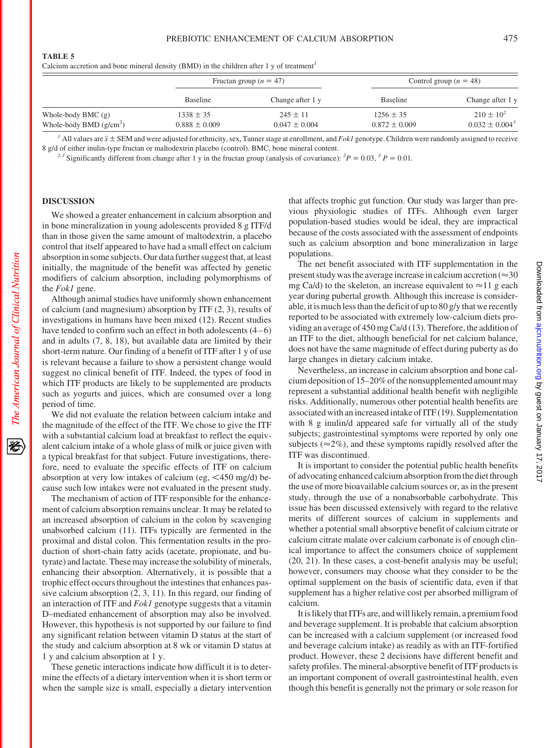**TABLE 5**
Calcium accretion and bone mineral density (BMD) in the children after 1 y of treatment[1]

| | Fructan group ($n = 47$) | | Control group ($n = 48$) | |
|---|---|---|---|---|
| | Baseline | Change after 1 y | Baseline | Change after 1 y |
| Whole-body BMC (g) | 1338 ± 35 | 245 ± 11 | 1256 ± 35 | 210 ± 10[2] |
| Whole-body BMD (g/cm$^2$) | 0.888 ± 0.009 | 0.047 ± 0.004 | 0.872 ± 0.009 | 0.032 ± 0.004[3] |

[1] All values are $\bar{x}$ ± SEM and were adjusted for ethnicity, sex, Tanner stage at enrollment, and *FokI* genotype. Children were randomly assigned to receive 8 g/d of either inulin-type fructan or maltodextrin placebo (control). BMC, bone mineral content.

[2,3] Significantly different from change after 1 y in the fructan group (analysis of covariance): [2] $P = 0.03$, [3] $P = 0.01$.

## DISCUSSION

We showed a greater enhancement in calcium absorption and in bone mineralization in young adolescents provided 8 g ITF/d than in those given the same amount of maltodextrin, a placebo control that itself appeared to have had a small effect on calcium absorption in some subjects. Our data further suggest that, at least initially, the magnitude of the benefit was affected by genetic modifiers of calcium absorption, including polymorphisms of the *FokI* gene.

Although animal studies have uniformly shown enhancement of calcium (and magnesium) absorption by ITF (2, 3), results of investigations in humans have been mixed (12). Recent studies have tended to confirm such an effect in both adolescents (4–6) and in adults (7, 8, 18), but available data are limited by their short-term nature. Our finding of a benefit of ITF after 1 y of use is relevant because a failure to show a persistent change would suggest no clinical benefit of ITF. Indeed, the types of food in which ITF products are likely to be supplemented are products such as yogurts and juices, which are consumed over a long period of time.

We did not evaluate the relation between calcium intake and the magnitude of the effect of the ITF. We chose to give the ITF with a substantial calcium load at breakfast to reflect the equivalent calcium intake of a whole glass of milk or juice given with a typical breakfast for that subject. Future investigations, therefore, need to evaluate the specific effects of ITF on calcium absorption at very low intakes of calcium (eg, <450 mg/d) because such low intakes were not evaluated in the present study.

The mechanism of action of ITF responsible for the enhancement of calcium absorption remains unclear. It may be related to an increased absorption of calcium in the colon by scavenging unabsorbed calcium (11). ITFs typically are fermented in the proximal and distal colon. This fermentation results in the production of short-chain fatty acids (acetate, propionate, and butyrate) and lactate. These may increase the solubility of minerals, enhancing their absorption. Alternatively, it is possible that a trophic effect occurs throughout the intestines that enhances passive calcium absorption (2, 3, 11). In this regard, our finding of an interaction of ITF and *FokI* genotype suggests that a vitamin D–mediated enhancement of absorption may also be involved. However, this hypothesis is not supported by our failure to find any significant relation between vitamin D status at the start of the study and calcium absorption at 8 wk or vitamin D status at 1 y and calcium absorption at 1 y.

These genetic interactions indicate how difficult it is to determine the effects of a dietary intervention when it is short term or when the sample size is small, especially a dietary intervention that affects trophic gut function. Our study was larger than previous physiologic studies of ITFs. Although even larger population-based studies would be ideal, they are impractical because of the costs associated with the assessment of endpoints such as calcium absorption and bone mineralization in large populations.

The net benefit associated with ITF supplementation in the present study was the average increase in calcium accretion (≈30 mg Ca/d) to the skeleton, an increase equivalent to ≈11 g each year during pubertal growth. Although this increase is considerable, it is much less than the deficit of up to 80 g/y that we recently reported to be associated with extremely low-calcium diets providing an average of 450 mg Ca/d (13). Therefore, the addition of an ITF to the diet, although beneficial for net calcium balance, does not have the same magnitude of effect during puberty as do large changes in dietary calcium intake.

Nevertheless, an increase in calcium absorption and bone calcium deposition of 15–20% of the nonsupplemented amount may represent a substantial additional health benefit with negligible risks. Additionally, numerous other potential health benefits are associated with an increased intake of ITF (19). Supplementation with 8 g inulin/d appeared safe for virtually all of the study subjects; gastrointestinal symptoms were reported by only one subjects (≈2%), and these symptoms rapidly resolved after the ITF was discontinued.

It is important to consider the potential public health benefits of advocating enhanced calcium absorption from the diet through the use of more bioavailable calcium sources or, as in the present study, through the use of a nonabsorbable carbohydrate. This issue has been discussed extensively with regard to the relative merits of different sources of calcium in supplements and whether a potential small absorptive benefit of calcium citrate or calcium citrate malate over calcium carbonate is of enough clinical importance to affect the consumers choice of supplement (20, 21). In these cases, a cost-benefit analysis may be useful; however, consumers may choose what they consider to be the optimal supplement on the basis of scientific data, even if that supplement has a higher relative cost per absorbed milligram of calcium.

It is likely that ITFs are, and will likely remain, a premium food and beverage supplement. It is probable that calcium absorption can be increased with a calcium supplement (or increased food and beverage calcium intake) as readily as with an ITF-fortified product. However, these 2 decisions have different benefit and safety profiles. The mineral-absorptive benefit of ITF products is an important component of overall gastrointestinal health, even though this benefit is generally not the primary or sole reason for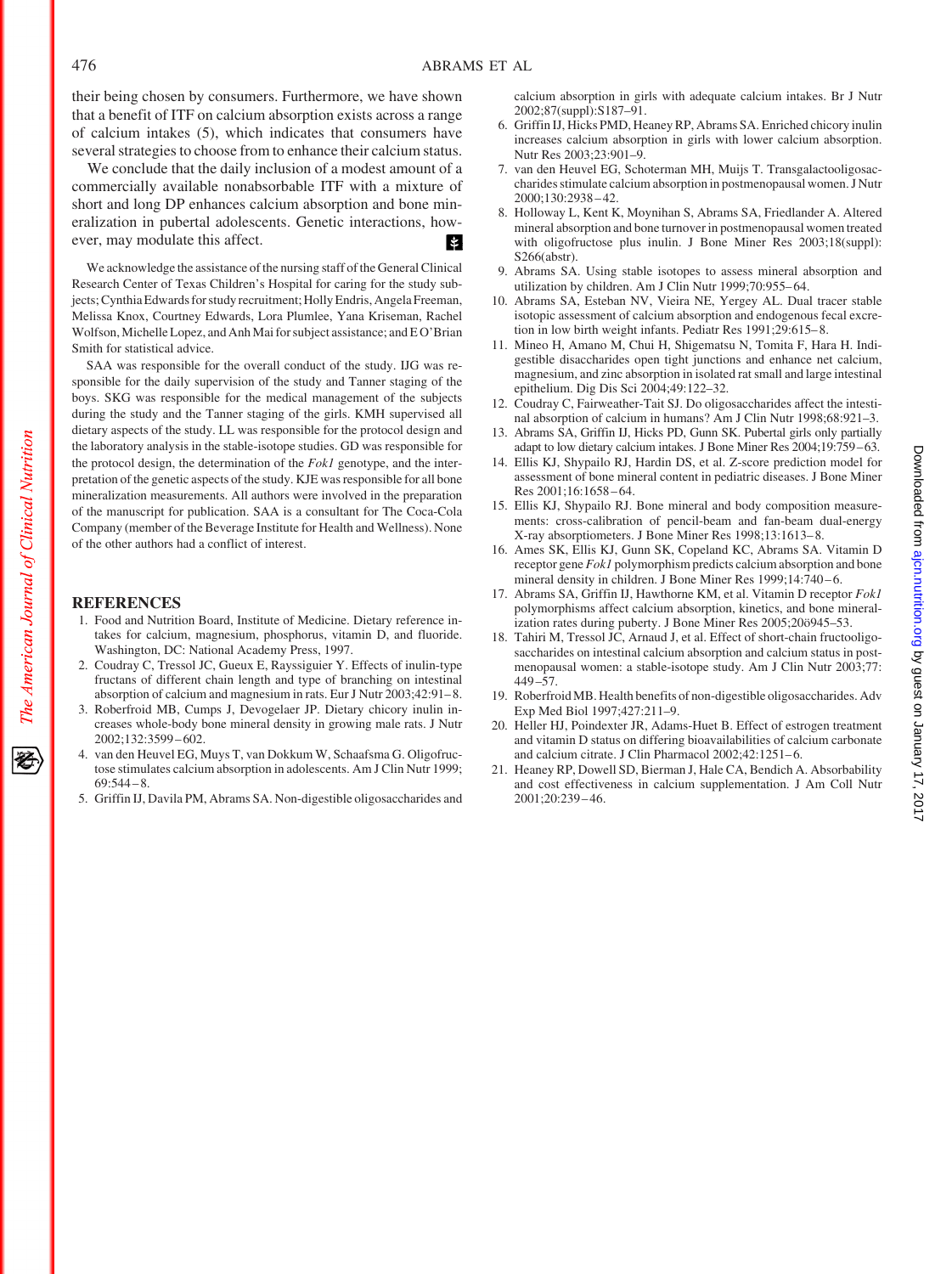their being chosen by consumers. Furthermore, we have shown that a benefit of ITF on calcium absorption exists across a range of calcium intakes (5), which indicates that consumers have several strategies to choose from to enhance their calcium status.

We conclude that the daily inclusion of a modest amount of a commercially available nonabsorbable ITF with a mixture of short and long DP enhances calcium absorption and bone mineralization in pubertal adolescents. Genetic interactions, however, may modulate this affect.

We acknowledge the assistance of the nursing staff of the General Clinical Research Center of Texas Children's Hospital for caring for the study subjects; Cynthia Edwards for study recruitment; Holly Endris, Angela Freeman, Melissa Knox, Courtney Edwards, Lora Plumlee, Yana Kriseman, Rachel Wolfson, Michelle Lopez, and Anh Mai for subject assistance; and E O'Brian Smith for statistical advice.

SAA was responsible for the overall conduct of the study. IJG was responsible for the daily supervision of the study and Tanner staging of the boys. SKG was responsible for the medical management of the subjects during the study and the Tanner staging of the girls. KMH supervised all dietary aspects of the study. LL was responsible for the protocol design and the laboratory analysis in the stable-isotope studies. GD was responsible for the protocol design, the determination of the *Fok1* genotype, and the interpretation of the genetic aspects of the study. KJE was responsible for all bone mineralization measurements. All authors were involved in the preparation of the manuscript for publication. SAA is a consultant for The Coca-Cola Company (member of the Beverage Institute for Health and Wellness). None of the other authors had a conflict of interest.

## REFERENCES

1. Food and Nutrition Board, Institute of Medicine. Dietary reference intakes for calcium, magnesium, phosphorus, vitamin D, and fluoride. Washington, DC: National Academy Press, 1997.
2. Coudray C, Tressol JC, Gueux E, Rayssiguier Y. Effects of inulin-type fructans of different chain length and type of branching on intestinal absorption of calcium and magnesium in rats. Eur J Nutr 2003;42:91–8.
3. Roberfroid MB, Cumps J, Devogelaer JP. Dietary chicory inulin increases whole-body bone mineral density in growing male rats. J Nutr 2002;132:3599–602.
4. van den Heuvel EG, Muys T, van Dokkum W, Schaafsma G. Oligofructose stimulates calcium absorption in adolescents. Am J Clin Nutr 1999;69:544–8.
5. Griffin IJ, Davila PM, Abrams SA. Non-digestible oligosaccharides and calcium absorption in girls with adequate calcium intakes. Br J Nutr 2002;87(suppl):S187–91.
6. Griffin IJ, Hicks PMD, Heaney RP, Abrams SA. Enriched chicory inulin increases calcium absorption in girls with lower calcium absorption. Nutr Res 2003;23:901–9.
7. van den Heuvel EG, Schoterman MH, Muijs T. Transgalactooligosaccharides stimulate calcium absorption in postmenopausal women. J Nutr 2000;130:2938–42.
8. Holloway L, Kent K, Moynihan S, Abrams SA, Friedlander A. Altered mineral absorption and bone turnover in postmenopausal women treated with oligofructose plus inulin. J Bone Miner Res 2003;18(suppl):S266(abstr).
9. Abrams SA. Using stable isotopes to assess mineral absorption and utilization by children. Am J Clin Nutr 1999;70:955–64.
10. Abrams SA, Esteban NV, Vieira NE, Yergey AL. Dual tracer stable isotopic assessment of calcium absorption and endogenous fecal excretion in low birth weight infants. Pediatr Res 1991;29:615–8.
11. Mineo H, Amano M, Chui H, Shigematsu N, Tomita F, Hara H. Indigestible disaccharides open tight junctions and enhance net calcium, magnesium, and zinc absorption in isolated rat small and large intestinal epithelium. Dig Dis Sci 2004;49:122–32.
12. Coudray C, Fairweather-Tait SJ. Do oligosaccharides affect the intestinal absorption of calcium in humans? Am J Clin Nutr 1998;68:921–3.
13. Abrams SA, Griffin IJ, Hicks PD, Gunn SK. Pubertal girls only partially adapt to low dietary calcium intakes. J Bone Miner Res 2004;19:759–63.
14. Ellis KJ, Shypailo RJ, Hardin DS, et al. Z-score prediction model for assessment of bone mineral content in pediatric diseases. J Bone Miner Res 2001;16:1658–64.
15. Ellis KJ, Shypailo RJ. Bone mineral and body composition measurements: cross-calibration of pencil-beam and fan-beam dual-energy X-ray absorptiometers. J Bone Miner Res 1998;13:1613–8.
16. Ames SK, Ellis KJ, Gunn SK, Copeland KC, Abrams SA. Vitamin D receptor gene *Fok1* polymorphism predicts calcium absorption and bone mineral density in children. J Bone Miner Res 1999;14:740–6.
17. Abrams SA, Griffin IJ, Hawthorne KM, et al. Vitamin D receptor *Fok1* polymorphisms affect calcium absorption, kinetics, and bone mineralization rates during puberty. J Bone Miner Res 2005;20ö945–53.
18. Tahiri M, Tressol JC, Arnaud J, et al. Effect of short-chain fructooligosaccharides on intestinal calcium absorption and calcium status in postmenopausal women: a stable-isotope study. Am J Clin Nutr 2003;77:449–57.
19. Roberfroid MB. Health benefits of non-digestible oligosaccharides. Adv Exp Med Biol 1997;427:211–9.
20. Heller HJ, Poindexter JR, Adams-Huet B. Effect of estrogen treatment and vitamin D status on differing bioavailabilities of calcium carbonate and calcium citrate. J Clin Pharmacol 2002;42:1251–6.
21. Heaney RP, Dowell SD, Bierman J, Hale CA, Bendich A. Absorbability and cost effectiveness in calcium supplementation. J Am Coll Nutr 2001;20:239–46.